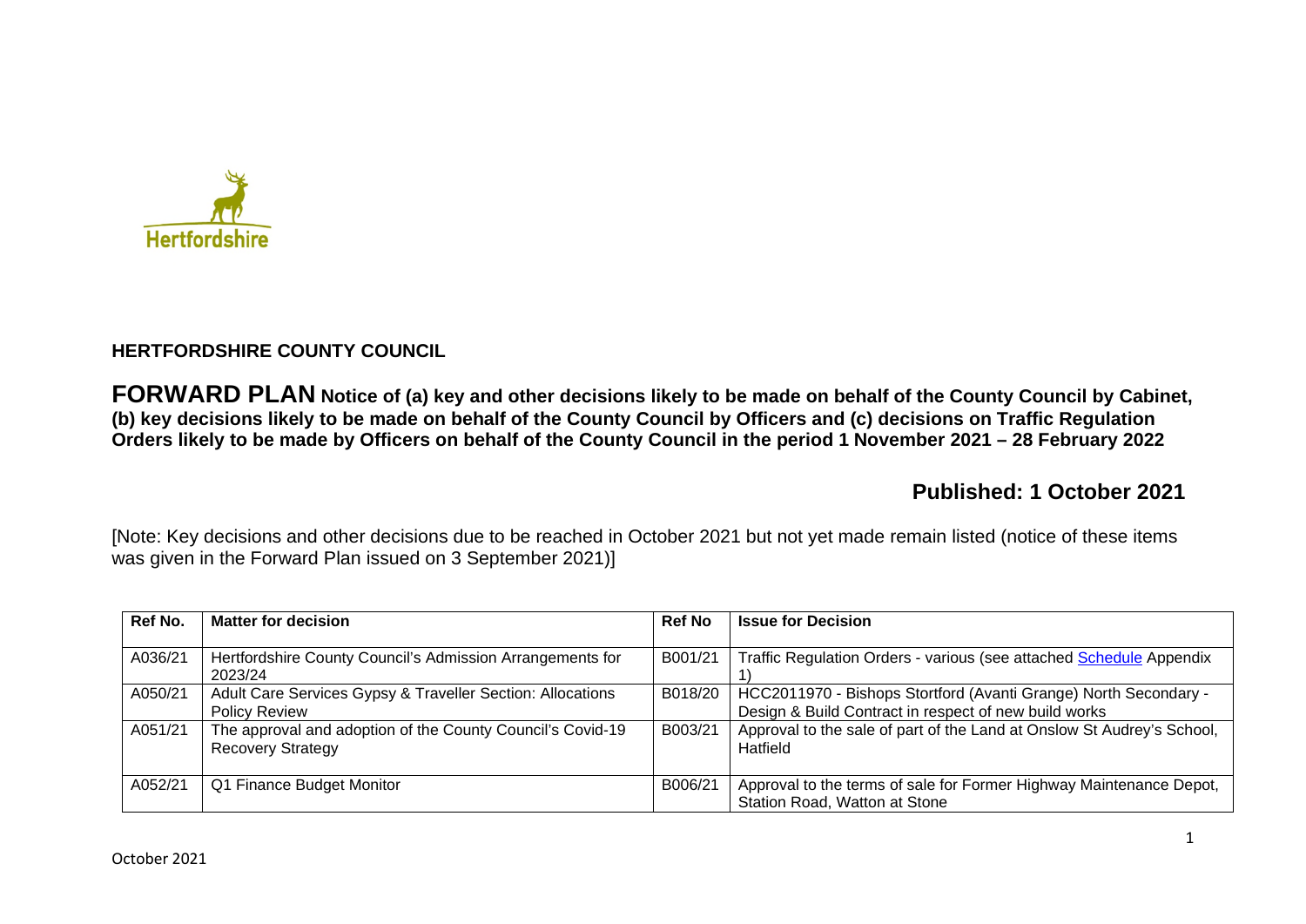**HERTFORDSHIRE COUNTY COUNCIL**

**FORWARD PLAN Notice of (a) key and other decisions likely to be made on behalf of the County Council by Cabinet, (b) key decisions likely to be made on behalf of the County Council by Officers and (c) decisions on Traffic Regulation Orders likely to be made by Officers on behalf of the County Council in the period 1 November 2021 – 28 February 2022**

**Published: 1 October 2021**

[Note: Key decisions and other decisions due to be reached in October 2021 but not yet made remain listed (notice of these items was given in the Forward Plan issued on 3 September 2021)]

| Ref No. | Matter for decision | Ref No | Issue for Decision |
|---|---|---|---|
| A036/21 | Hertfordshire County Council's Admission Arrangements for 2023/24 | B001/21 | Traffic Regulation Orders - various (see attached Schedule Appendix 1) |
| A050/21 | Adult Care Services Gypsy & Traveller Section: Allocations Policy Review | B018/20 | HCC2011970 - Bishops Stortford (Avanti Grange) North Secondary - Design & Build Contract in respect of new build works |
| A051/21 | The approval and adoption of the County Council's Covid-19 Recovery Strategy | B003/21 | Approval to the sale of part of the Land at Onslow St Audrey's School, Hatfield |
| A052/21 | Q1 Finance Budget Monitor | B006/21 | Approval to the terms of sale for Former Highway Maintenance Depot, Station Road, Watton at Stone |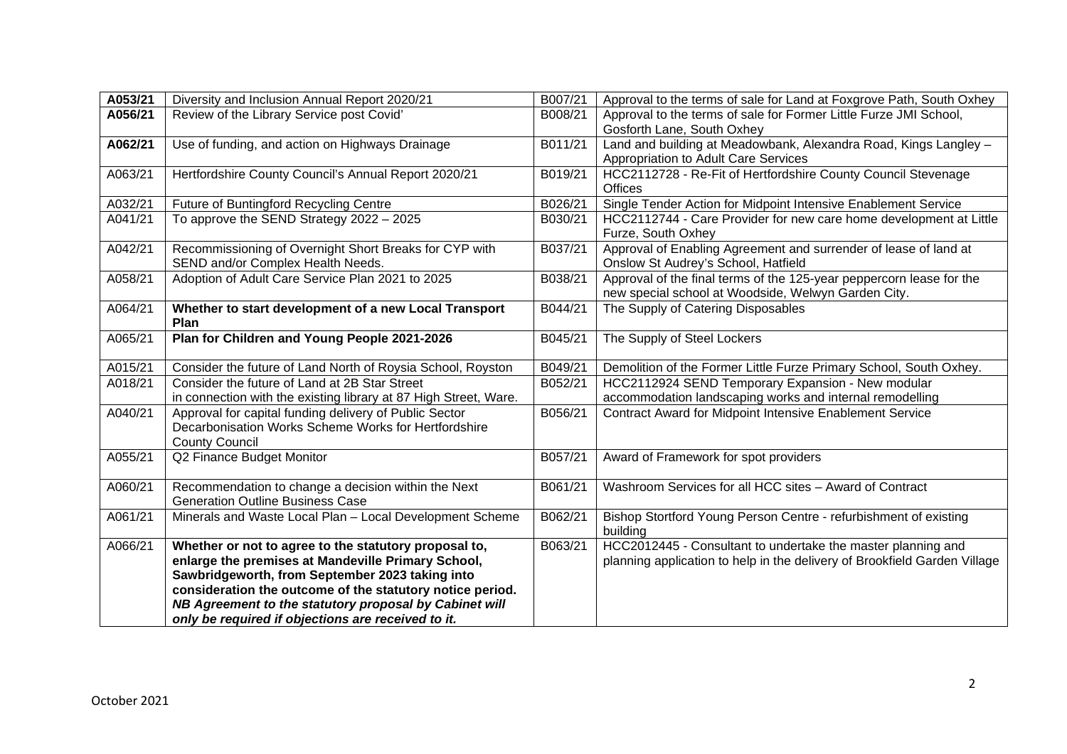| **A053/21** | Diversity and Inclusion Annual Report 2020/21 | B007/21 | Approval to the terms of sale for Land at Foxgrove Path, South Oxhey |
|---|---|---|---|
| **A056/21** | Review of the Library Service post Covid' | B008/21 | Approval to the terms of sale for Former Little Furze JMI School, Gosforth Lane, South Oxhey |
| **A062/21** | Use of funding, and action on Highways Drainage | B011/21 | Land and building at Meadowbank, Alexandra Road, Kings Langley – Appropriation to Adult Care Services |
| A063/21 | Hertfordshire County Council's Annual Report 2020/21 | B019/21 | HCC2112728 - Re-Fit of Hertfordshire County Council Stevenage Offices |
| A032/21 | Future of Buntingford Recycling Centre | B026/21 | Single Tender Action for Midpoint Intensive Enablement Service |
| A041/21 | To approve the SEND Strategy 2022 – 2025 | B030/21 | HCC2112744 - Care Provider for new care home development at Little Furze, South Oxhey |
| A042/21 | Recommissioning of Overnight Short Breaks for CYP with SEND and/or Complex Health Needs. | B037/21 | Approval of Enabling Agreement and surrender of lease of land at Onslow St Audrey's School, Hatfield |
| A058/21 | Adoption of Adult Care Service Plan 2021 to 2025 | B038/21 | Approval of the final terms of the 125-year peppercorn lease for the new special school at Woodside, Welwyn Garden City. |
| A064/21 | **Whether to start development of a new Local Transport Plan** | B044/21 | The Supply of Catering Disposables |
| A065/21 | **Plan for Children and Young People 2021-2026** | B045/21 | The Supply of Steel Lockers |
| A015/21 | Consider the future of Land North of Roysia School, Royston | B049/21 | Demolition of the Former Little Furze Primary School, South Oxhey. |
| A018/21 | Consider the future of Land at 2B Star Street in connection with the existing library at 87 High Street, Ware. | B052/21 | HCC2112924 SEND Temporary Expansion - New modular accommodation landscaping works and internal remodelling |
| A040/21 | Approval for capital funding delivery of Public Sector Decarbonisation Works Scheme Works for Hertfordshire County Council | B056/21 | Contract Award for Midpoint Intensive Enablement Service |
| A055/21 | Q2 Finance Budget Monitor | B057/21 | Award of Framework for spot providers |
| A060/21 | Recommendation to change a decision within the Next Generation Outline Business Case | B061/21 | Washroom Services for all HCC sites – Award of Contract |
| A061/21 | Minerals and Waste Local Plan – Local Development Scheme | B062/21 | Bishop Stortford Young Person Centre - refurbishment of existing building |
| A066/21 | **Whether or not to agree to the statutory proposal to, enlarge the premises at Mandeville Primary School, Sawbridgeworth, from September 2023 taking into consideration the outcome of the statutory notice period.** ***NB Agreement to the statutory proposal by Cabinet will only be required if objections are received to it.*** | B063/21 | HCC2012445 - Consultant to undertake the master planning and planning application to help in the delivery of Brookfield Garden Village |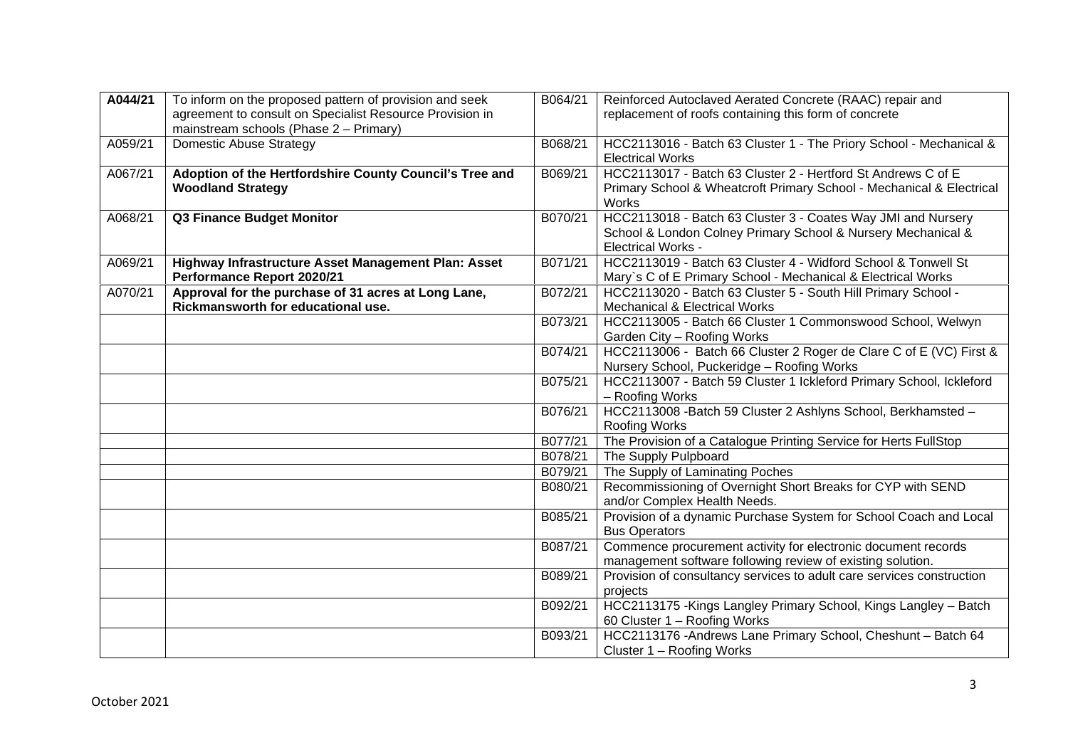| | | | |
|---|---|---|---|
| **A044/21** | To inform on the proposed pattern of provision and seek agreement to consult on Specialist Resource Provision in mainstream schools (Phase 2 – Primary) | B064/21 | Reinforced Autoclaved Aerated Concrete (RAAC) repair and replacement of roofs containing this form of concrete |
| A059/21 | Domestic Abuse Strategy | B068/21 | HCC2113016 - Batch 63 Cluster 1 - The Priory School - Mechanical & Electrical Works |
| A067/21 | **Adoption of the Hertfordshire County Council's Tree and Woodland Strategy** | B069/21 | HCC2113017 - Batch 63 Cluster 2 - Hertford St Andrews C of E Primary School & Wheatcroft Primary School - Mechanical & Electrical Works |
| A068/21 | **Q3 Finance Budget Monitor** | B070/21 | HCC2113018 - Batch 63 Cluster 3 - Coates Way JMI and Nursery School & London Colney Primary School & Nursery Mechanical & Electrical Works - |
| A069/21 | **Highway Infrastructure Asset Management Plan: Asset Performance Report 2020/21** | B071/21 | HCC2113019 - Batch 63 Cluster 4 - Widford School & Tonwell St Mary`s C of E Primary School - Mechanical & Electrical Works |
| A070/21 | **Approval for the purchase of 31 acres at Long Lane, Rickmansworth for educational use.** | B072/21 | HCC2113020 - Batch 63 Cluster 5 - South Hill Primary School - Mechanical & Electrical Works |
| | | B073/21 | HCC2113005 - Batch 66 Cluster 1 Commonswood School, Welwyn Garden City – Roofing Works |
| | | B074/21 | HCC2113006 - Batch 66 Cluster 2 Roger de Clare C of E (VC) First & Nursery School, Puckeridge – Roofing Works |
| | | B075/21 | HCC2113007 - Batch 59 Cluster 1 Ickleford Primary School, Ickleford – Roofing Works |
| | | B076/21 | HCC2113008 -Batch 59 Cluster 2 Ashlyns School, Berkhamsted – Roofing Works |
| | | B077/21 | The Provision of a Catalogue Printing Service for Herts FullStop |
| | | B078/21 | The Supply Pulpboard |
| | | B079/21 | The Supply of Laminating Poches |
| | | B080/21 | Recommissioning of Overnight Short Breaks for CYP with SEND and/or Complex Health Needs. |
| | | B085/21 | Provision of a dynamic Purchase System for School Coach and Local Bus Operators |
| | | B087/21 | Commence procurement activity for electronic document records management software following review of existing solution. |
| | | B089/21 | Provision of consultancy services to adult care services construction projects |
| | | B092/21 | HCC2113175 -Kings Langley Primary School, Kings Langley – Batch 60 Cluster 1 – Roofing Works |
| | | B093/21 | HCC2113176 -Andrews Lane Primary School, Cheshunt – Batch 64 Cluster 1 – Roofing Works |

October 2021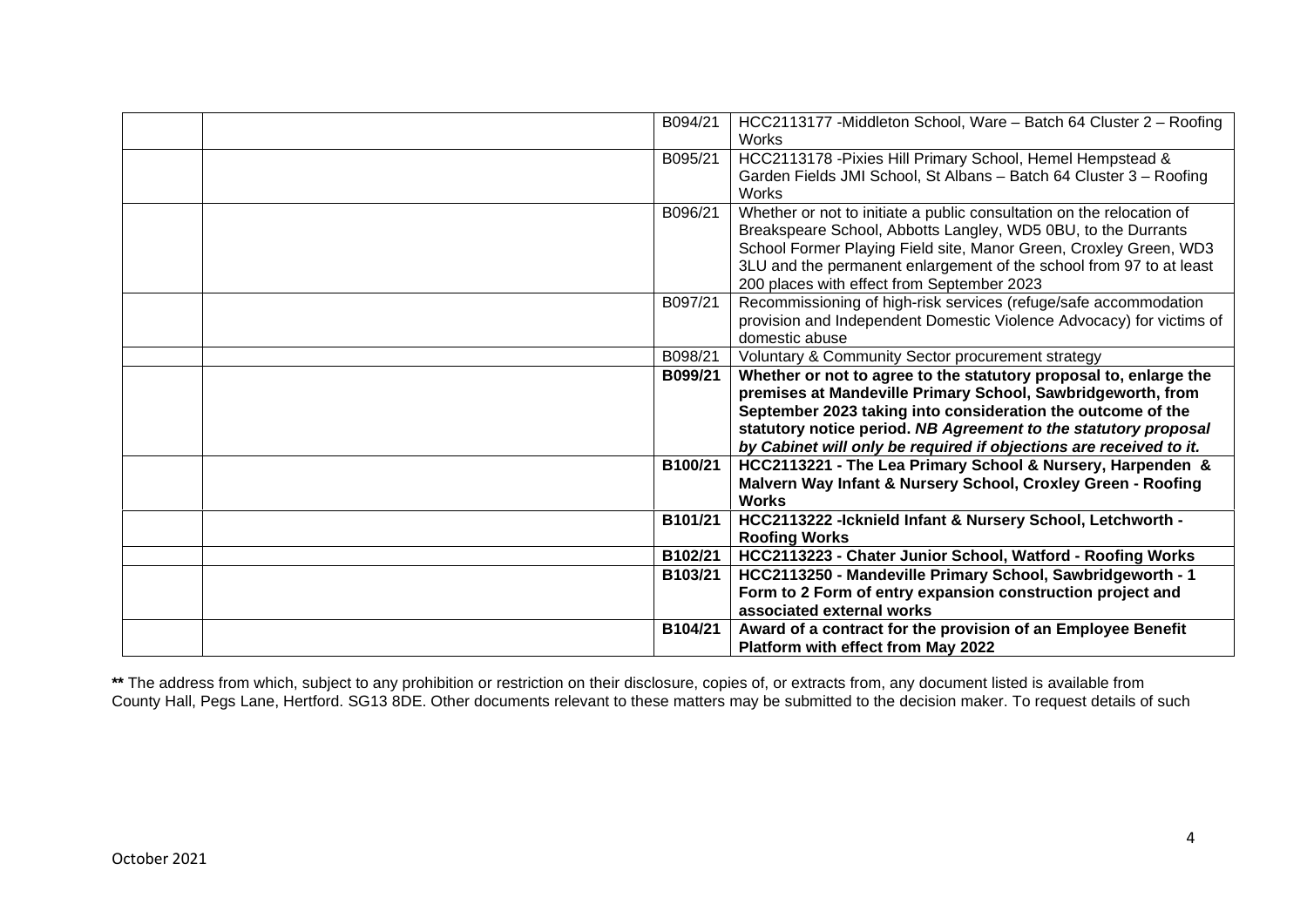| | | | |
|---|---|---|---|
| | | B094/21 | HCC2113177 -Middleton School, Ware – Batch 64 Cluster 2 – Roofing Works |
| | | B095/21 | HCC2113178 -Pixies Hill Primary School, Hemel Hempstead & Garden Fields JMI School, St Albans – Batch 64 Cluster 3 – Roofing Works |
| | | B096/21 | Whether or not to initiate a public consultation on the relocation of Breakspeare School, Abbotts Langley, WD5 0BU, to the Durrants School Former Playing Field site, Manor Green, Croxley Green, WD3 3LU and the permanent enlargement of the school from 97 to at least 200 places with effect from September 2023 |
| | | B097/21 | Recommissioning of high-risk services (refuge/safe accommodation provision and Independent Domestic Violence Advocacy) for victims of domestic abuse |
| | | B098/21 | Voluntary & Community Sector procurement strategy |
| | | **B099/21** | **Whether or not to agree to the statutory proposal to, enlarge the premises at Mandeville Primary School, Sawbridgeworth, from September 2023 taking into consideration the outcome of the statutory notice period. *NB Agreement to the statutory proposal by Cabinet will only be required if objections are received to it.*** |
| | | **B100/21** | **HCC2113221 - The Lea Primary School & Nursery, Harpenden & Malvern Way Infant & Nursery School, Croxley Green - Roofing Works** |
| | | **B101/21** | **HCC2113222 -Icknield Infant & Nursery School, Letchworth - Roofing Works** |
| | | **B102/21** | **HCC2113223 - Chater Junior School, Watford - Roofing Works** |
| | | **B103/21** | **HCC2113250 - Mandeville Primary School, Sawbridgeworth - 1 Form to 2 Form of entry expansion construction project and associated external works** |
| | | **B104/21** | **Award of a contract for the provision of an Employee Benefit Platform with effect from May 2022** |

**\*\*** The address from which, subject to any prohibition or restriction on their disclosure, copies of, or extracts from, any document listed is available from County Hall, Pegs Lane, Hertford. SG13 8DE. Other documents relevant to these matters may be submitted to the decision maker. To request details of such

October 2021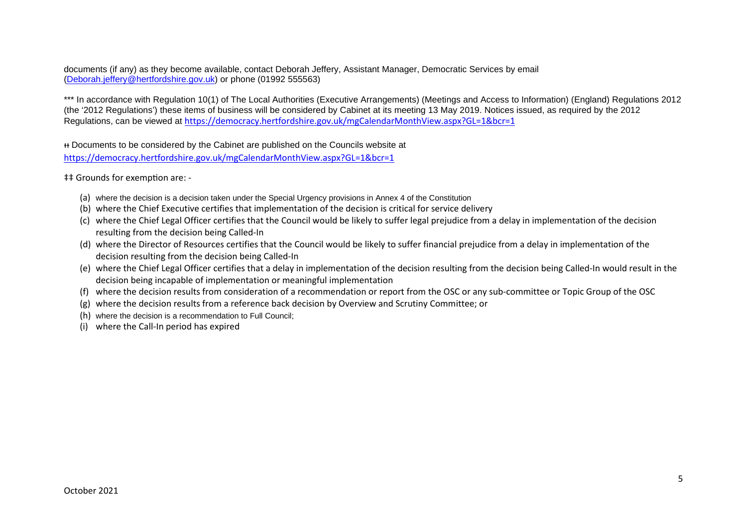documents (if any) as they become available, contact Deborah Jeffery, Assistant Manager, Democratic Services by email (Deborah.jeffery@hertfordshire.gov.uk) or phone (01992 555563)

*** In accordance with Regulation 10(1) of The Local Authorities (Executive Arrangements) (Meetings and Access to Information) (England) Regulations 2012 (the '2012 Regulations') these items of business will be considered by Cabinet at its meeting 13 May 2019. Notices issued, as required by the 2012 Regulations, can be viewed at https://democracy.hertfordshire.gov.uk/mgCalendarMonthView.aspx?GL=1&bcr=1

ǂǂ Documents to be considered by the Cabinet are published on the Councils website at https://democracy.hertfordshire.gov.uk/mgCalendarMonthView.aspx?GL=1&bcr=1

‡‡ Grounds for exemption are: -

(a) where the decision is a decision taken under the Special Urgency provisions in Annex 4 of the Constitution
(b) where the Chief Executive certifies that implementation of the decision is critical for service delivery
(c) where the Chief Legal Officer certifies that the Council would be likely to suffer legal prejudice from a delay in implementation of the decision resulting from the decision being Called-In
(d) where the Director of Resources certifies that the Council would be likely to suffer financial prejudice from a delay in implementation of the decision resulting from the decision being Called-In
(e) where the Chief Legal Officer certifies that a delay in implementation of the decision resulting from the decision being Called-In would result in the decision being incapable of implementation or meaningful implementation
(f) where the decision results from consideration of a recommendation or report from the OSC or any sub-committee or Topic Group of the OSC
(g) where the decision results from a reference back decision by Overview and Scrutiny Committee; or
(h) where the decision is a recommendation to Full Council;
(i) where the Call-In period has expired

October 2021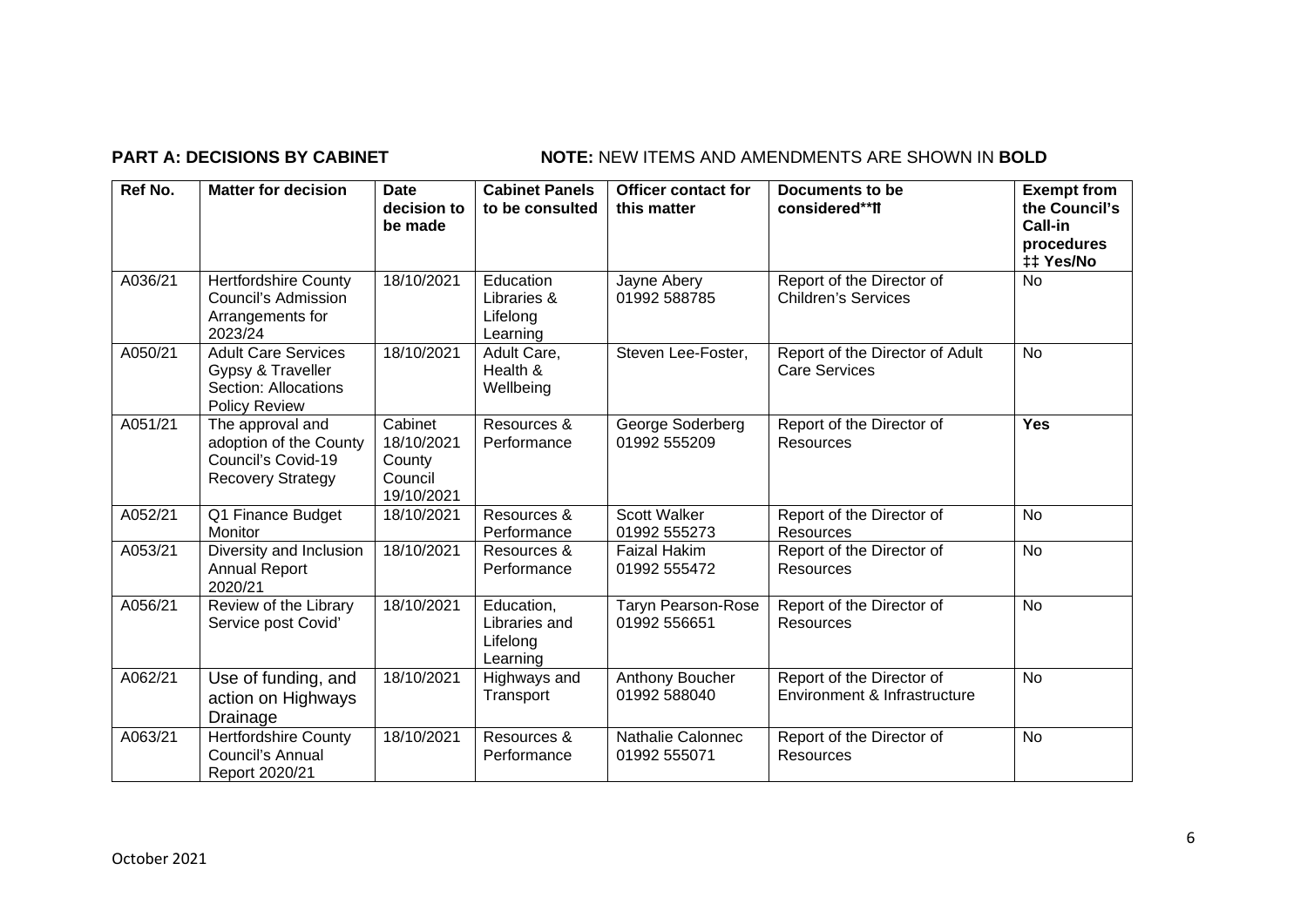**PART A: DECISIONS BY CABINET** **NOTE:** NEW ITEMS AND AMENDMENTS ARE SHOWN IN **BOLD**

| Ref No. | Matter for decision | Date decision to be made | Cabinet Panels to be consulted | Officer contact for this matter | Documents to be considered**ⱡⱡ | Exempt from the Council's Call-in procedures ‡‡ Yes/No |
|---|---|---|---|---|---|---|
| A036/21 | Hertfordshire County Council's Admission Arrangements for 2023/24 | 18/10/2021 | Education Libraries & Lifelong Learning | Jayne Abery 01992 588785 | Report of the Director of Children's Services | No |
| A050/21 | Adult Care Services Gypsy & Traveller Section: Allocations Policy Review | 18/10/2021 | Adult Care, Health & Wellbeing | Steven Lee-Foster, | Report of the Director of Adult Care Services | No |
| A051/21 | The approval and adoption of the County Council's Covid-19 Recovery Strategy | Cabinet 18/10/2021 County Council 19/10/2021 | Resources & Performance | George Soderberg 01992 555209 | Report of the Director of Resources | **Yes** |
| A052/21 | Q1 Finance Budget Monitor | 18/10/2021 | Resources & Performance | Scott Walker 01992 555273 | Report of the Director of Resources | No |
| A053/21 | Diversity and Inclusion Annual Report 2020/21 | 18/10/2021 | Resources & Performance | Faizal Hakim 01992 555472 | Report of the Director of Resources | No |
| A056/21 | Review of the Library Service post Covid' | 18/10/2021 | Education, Libraries and Lifelong Learning | Taryn Pearson-Rose 01992 556651 | Report of the Director of Resources | No |
| A062/21 | Use of funding, and action on Highways Drainage | 18/10/2021 | Highways and Transport | Anthony Boucher 01992 588040 | Report of the Director of Environment & Infrastructure | No |
| A063/21 | Hertfordshire County Council's Annual Report 2020/21 | 18/10/2021 | Resources & Performance | Nathalie Calonnec 01992 555071 | Report of the Director of Resources | No |

October 2021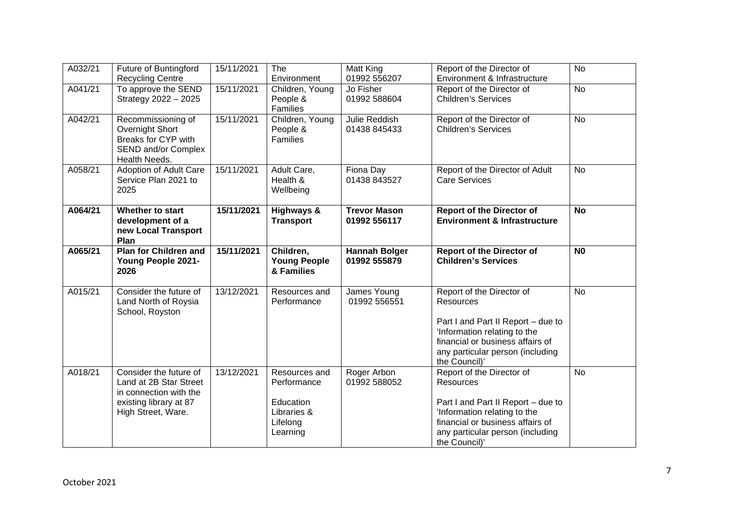| | | | | | | |
|---|---|---|---|---|---|---|
| A032/21 | Future of Buntingford Recycling Centre | 15/11/2021 | The Environment | Matt King 01992 556207 | Report of the Director of Environment & Infrastructure | No |
| A041/21 | To approve the SEND Strategy 2022 – 2025 | 15/11/2021 | Children, Young People & Families | Jo Fisher 01992 588604 | Report of the Director of Children's Services | No |
| A042/21 | Recommissioning of Overnight Short Breaks for CYP with SEND and/or Complex Health Needs. | 15/11/2021 | Children, Young People & Families | Julie Reddish 01438 845433 | Report of the Director of Children's Services | No |
| A058/21 | Adoption of Adult Care Service Plan 2021 to 2025 | 15/11/2021 | Adult Care, Health & Wellbeing | Fiona Day 01438 843527 | Report of the Director of Adult Care Services | No |
| **A064/21** | **Whether to start development of a new Local Transport Plan** | **15/11/2021** | **Highways & Transport** | **Trevor Mason 01992 556117** | **Report of the Director of Environment & Infrastructure** | **No** |
| **A065/21** | **Plan for Children and Young People 2021-2026** | **15/11/2021** | **Children, Young People & Families** | **Hannah Bolger 01992 555879** | **Report of the Director of Children's Services** | **N0** |
| A015/21 | Consider the future of Land North of Roysia School, Royston | 13/12/2021 | Resources and Performance | James Young 01992 556551 | Report of the Director of Resources<br><br>Part I and Part II Report – due to 'Information relating to the financial or business affairs of any particular person (including the Council)' | No |
| A018/21 | Consider the future of Land at 2B Star Street in connection with the existing library at 87 High Street, Ware. | 13/12/2021 | Resources and Performance<br><br>Education Libraries & Lifelong Learning | Roger Arbon 01992 588052 | Report of the Director of Resources<br><br>Part I and Part II Report – due to 'Information relating to the financial or business affairs of any particular person (including the Council)' | No |

October 2021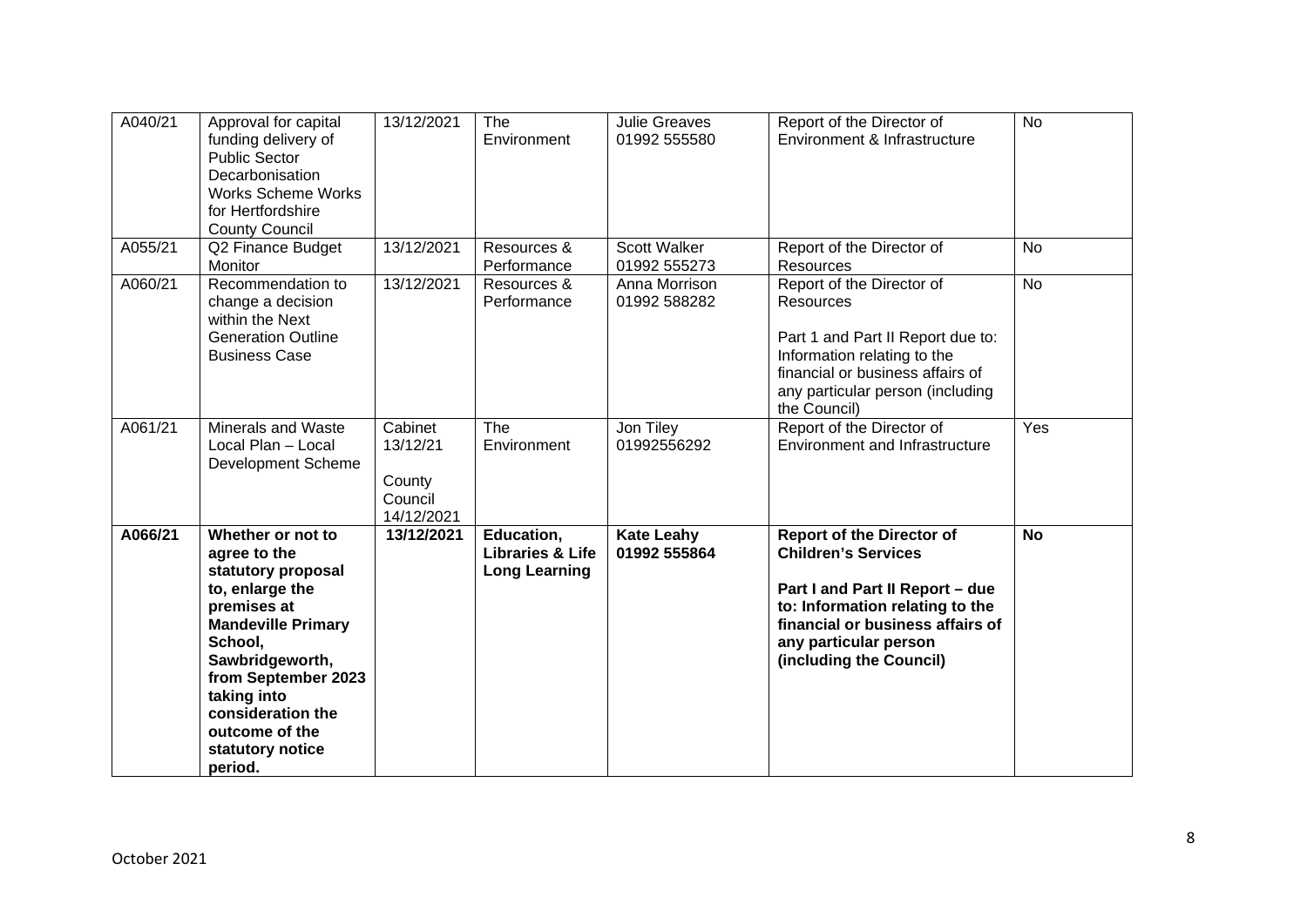| A040/21 | Approval for capital funding delivery of Public Sector Decarbonisation Works Scheme Works for Hertfordshire County Council | 13/12/2021 | The Environment | Julie Greaves 01992 555580 | Report of the Director of Environment & Infrastructure | No |
|---|---|---|---|---|---|---|
| A055/21 | Q2 Finance Budget Monitor | 13/12/2021 | Resources & Performance | Scott Walker 01992 555273 | Report of the Director of Resources | No |
| A060/21 | Recommendation to change a decision within the Next Generation Outline Business Case | 13/12/2021 | Resources & Performance | Anna Morrison 01992 588282 | Report of the Director of Resources<br><br>Part 1 and Part II Report due to: Information relating to the financial or business affairs of any particular person (including the Council) | No |
| A061/21 | Minerals and Waste Local Plan – Local Development Scheme | Cabinet 13/12/21<br><br>County Council 14/12/2021 | The Environment | Jon Tiley 01992556292 | Report of the Director of Environment and Infrastructure | Yes |
| **A066/21** | **Whether or not to agree to the statutory proposal to, enlarge the premises at Mandeville Primary School, Sawbridgeworth, from September 2023 taking into consideration the outcome of the statutory notice period.** | **13/12/2021** | **Education, Libraries & Life Long Learning** | **Kate Leahy 01992 555864** | **Report of the Director of Children's Services**<br><br>**Part I and Part II Report – due to: Information relating to the financial or business affairs of any particular person (including the Council)** | **No** |

October 2021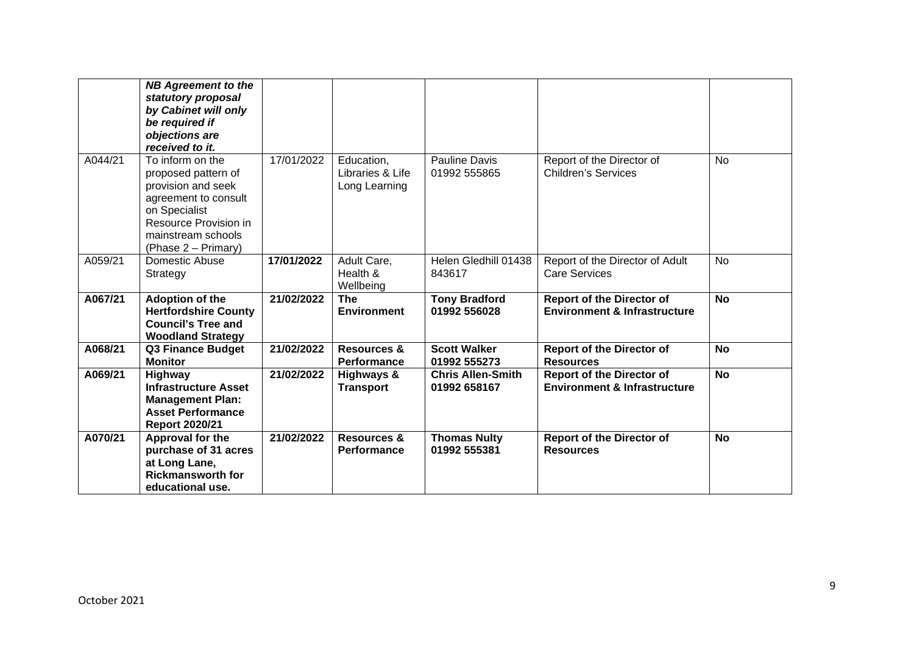| | | | | | | |
|---|---|---|---|---|---|---|
| | ***NB Agreement to the statutory proposal by Cabinet will only be required if objections are received to it.*** | | | | | |
| A044/21 | To inform on the proposed pattern of provision and seek agreement to consult on Specialist Resource Provision in mainstream schools (Phase 2 – Primary) | 17/01/2022 | Education, Libraries & Life Long Learning | Pauline Davis 01992 555865 | Report of the Director of Children's Services | No |
| A059/21 | Domestic Abuse Strategy | **17/01/2022** | Adult Care, Health & Wellbeing | Helen Gledhill 01438 843617 | Report of the Director of Adult Care Services | No |
| **A067/21** | **Adoption of the Hertfordshire County Council's Tree and Woodland Strategy** | **21/02/2022** | **The Environment** | **Tony Bradford 01992 556028** | **Report of the Director of Environment & Infrastructure** | **No** |
| **A068/21** | **Q3 Finance Budget Monitor** | **21/02/2022** | **Resources & Performance** | **Scott Walker 01992 555273** | **Report of the Director of Resources** | **No** |
| **A069/21** | **Highway Infrastructure Asset Management Plan: Asset Performance Report 2020/21** | **21/02/2022** | **Highways & Transport** | **Chris Allen-Smith 01992 658167** | **Report of the Director of Environment & Infrastructure** | **No** |
| **A070/21** | **Approval for the purchase of 31 acres at Long Lane, Rickmansworth for educational use.** | **21/02/2022** | **Resources & Performance** | **Thomas Nulty 01992 555381** | **Report of the Director of Resources** | **No** |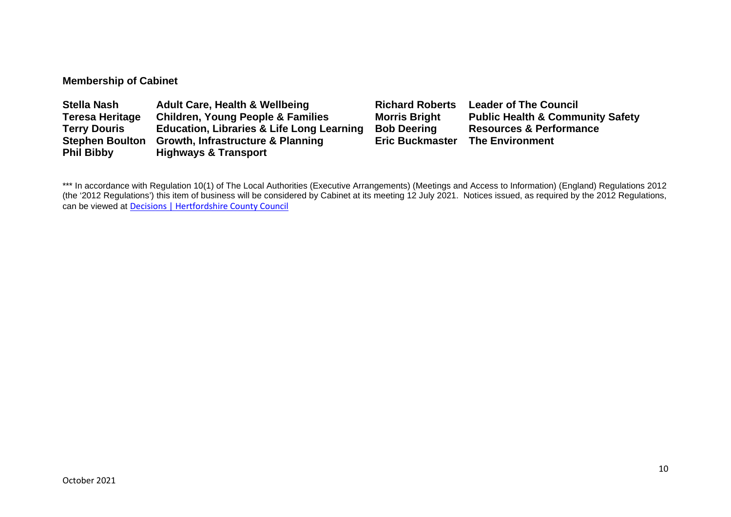**Membership of Cabinet**

| | | | |
|---|---|---|---|
| **Stella Nash** | **Adult Care, Health & Wellbeing** | **Richard Roberts** | **Leader of The Council** |
| **Teresa Heritage** | **Children, Young People & Families** | **Morris Bright** | **Public Health & Community Safety** |
| **Terry Douris** | **Education, Libraries & Life Long Learning** | **Bob Deering** | **Resources & Performance** |
| **Stephen Boulton** | **Growth, Infrastructure & Planning** | **Eric Buckmaster** | **The Environment** |
| **Phil Bibby** | **Highways & Transport** | | |

*** In accordance with Regulation 10(1) of The Local Authorities (Executive Arrangements) (Meetings and Access to Information) (England) Regulations 2012 (the '2012 Regulations') this item of business will be considered by Cabinet at its meeting 12 July 2021. Notices issued, as required by the 2012 Regulations, can be viewed at Decisions | Hertfordshire County Council

October 2021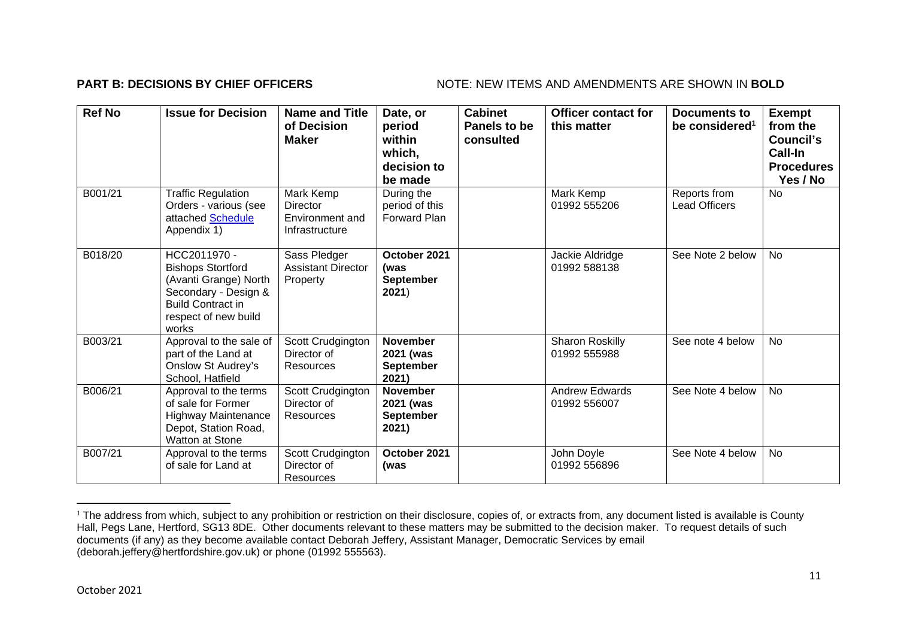**PART B: DECISIONS BY CHIEF OFFICERS** NOTE: NEW ITEMS AND AMENDMENTS ARE SHOWN IN **BOLD**

| Ref No | Issue for Decision | Name and Title of Decision Maker | Date, or period within which, decision to be made | Cabinet Panels to be consulted | Officer contact for this matter | Documents to be considered[1] | Exempt from the Council's Call-In Procedures Yes / No |
|---|---|---|---|---|---|---|---|
| B001/21 | Traffic Regulation Orders - various (see attached Schedule Appendix 1) | Mark Kemp Director Environment and Infrastructure | During the period of this Forward Plan | | Mark Kemp 01992 555206 | Reports from Lead Officers | No |
| B018/20 | HCC2011970 - Bishops Stortford (Avanti Grange) North Secondary - Design & Build Contract in respect of new build works | Sass Pledger Assistant Director Property | **October 2021 (was September 2021**) | | Jackie Aldridge 01992 588138 | See Note 2 below | No |
| B003/21 | Approval to the sale of part of the Land at Onslow St Audrey's School, Hatfield | Scott Crudgington Director of Resources | **November 2021 (was September 2021)** | | Sharon Roskilly 01992 555988 | See note 4 below | No |
| B006/21 | Approval to the terms of sale for Former Highway Maintenance Depot, Station Road, Watton at Stone | Scott Crudgington Director of Resources | **November 2021 (was September 2021)** | | Andrew Edwards 01992 556007 | See Note 4 below | No |
| B007/21 | Approval to the terms of sale for Land at | Scott Crudgington Director of Resources | **October 2021 (was** | | John Doyle 01992 556896 | See Note 4 below | No |

[1] The address from which, subject to any prohibition or restriction on their disclosure, copies of, or extracts from, any document listed is available is County Hall, Pegs Lane, Hertford, SG13 8DE. Other documents relevant to these matters may be submitted to the decision maker. To request details of such documents (if any) as they become available contact Deborah Jeffery, Assistant Manager, Democratic Services by email (deborah.jeffery@hertfordshire.gov.uk) or phone (01992 555563).

October 2021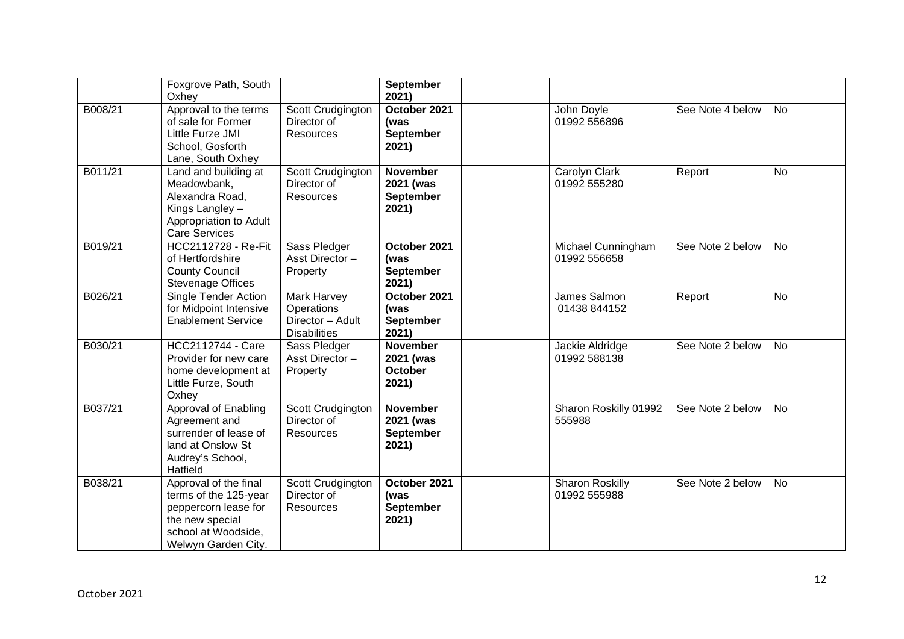| | | | | | | | |
|---|---|---|---|---|---|---|---|
| | Foxgrove Path, South Oxhey | | **September 2021)** | | | | |
| B008/21 | Approval to the terms of sale for Former Little Furze JMI School, Gosforth Lane, South Oxhey | Scott Crudgington Director of Resources | **October 2021 (was September 2021)** | | John Doyle 01992 556896 | See Note 4 below | No |
| B011/21 | Land and building at Meadowbank, Alexandra Road, Kings Langley – Appropriation to Adult Care Services | Scott Crudgington Director of Resources | **November 2021 (was September 2021)** | | Carolyn Clark 01992 555280 | Report | No |
| B019/21 | HCC2112728 - Re-Fit of Hertfordshire County Council Stevenage Offices | Sass Pledger Asst Director – Property | **October 2021 (was September 2021)** | | Michael Cunningham 01992 556658 | See Note 2 below | No |
| B026/21 | Single Tender Action for Midpoint Intensive Enablement Service | Mark Harvey Operations Director – Adult Disabilities | **October 2021 (was September 2021)** | | James Salmon 01438 844152 | Report | No |
| B030/21 | HCC2112744 - Care Provider for new care home development at Little Furze, South Oxhey | Sass Pledger Asst Director – Property | **November 2021 (was October 2021)** | | Jackie Aldridge 01992 588138 | See Note 2 below | No |
| B037/21 | Approval of Enabling Agreement and surrender of lease of land at Onslow St Audrey's School, Hatfield | Scott Crudgington Director of Resources | **November 2021 (was September 2021)** | | Sharon Roskilly 01992 555988 | See Note 2 below | No |
| B038/21 | Approval of the final terms of the 125-year peppercorn lease for the new special school at Woodside, Welwyn Garden City. | Scott Crudgington Director of Resources | **October 2021 (was September 2021)** | | Sharon Roskilly 01992 555988 | See Note 2 below | No |

October 2021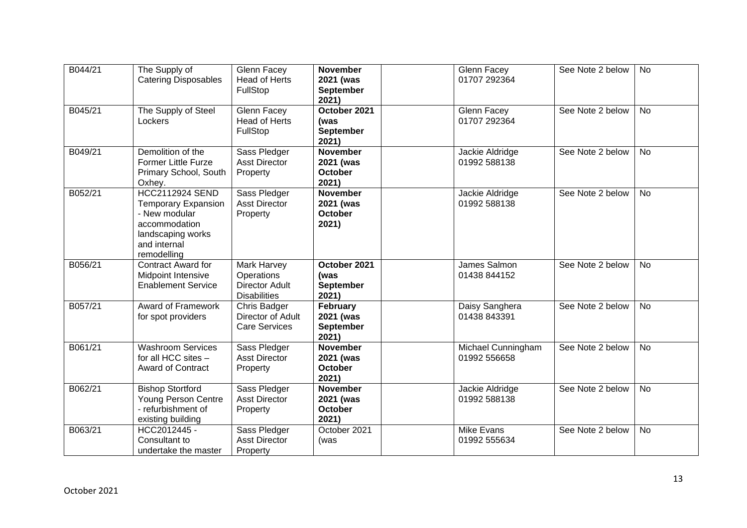| | | | | | | | |
|---|---|---|---|---|---|---|---|
| B044/21 | The Supply of Catering Disposables | Glenn Facey Head of Herts FullStop | **November 2021 (was September 2021)** | | Glenn Facey 01707 292364 | See Note 2 below | No |
| B045/21 | The Supply of Steel Lockers | Glenn Facey Head of Herts FullStop | **October 2021 (was September 2021)** | | Glenn Facey 01707 292364 | See Note 2 below | No |
| B049/21 | Demolition of the Former Little Furze Primary School, South Oxhey. | Sass Pledger Asst Director Property | **November 2021 (was October 2021)** | | Jackie Aldridge 01992 588138 | See Note 2 below | No |
| B052/21 | HCC2112924 SEND Temporary Expansion - New modular accommodation landscaping works and internal remodelling | Sass Pledger Asst Director Property | **November 2021 (was October 2021)** | | Jackie Aldridge 01992 588138 | See Note 2 below | No |
| B056/21 | Contract Award for Midpoint Intensive Enablement Service | Mark Harvey Operations Director Adult Disabilities | **October 2021 (was September 2021)** | | James Salmon 01438 844152 | See Note 2 below | No |
| B057/21 | Award of Framework for spot providers | Chris Badger Director of Adult Care Services | **February 2021 (was September 2021)** | | Daisy Sanghera 01438 843391 | See Note 2 below | No |
| B061/21 | Washroom Services for all HCC sites – Award of Contract | Sass Pledger Asst Director Property | **November 2021 (was October 2021)** | | Michael Cunningham 01992 556658 | See Note 2 below | No |
| B062/21 | Bishop Stortford Young Person Centre - refurbishment of existing building | Sass Pledger Asst Director Property | **November 2021 (was October 2021)** | | Jackie Aldridge 01992 588138 | See Note 2 below | No |
| B063/21 | HCC2012445 - Consultant to undertake the master | Sass Pledger Asst Director Property | October 2021 (was | | Mike Evans 01992 555634 | See Note 2 below | No |

October 2021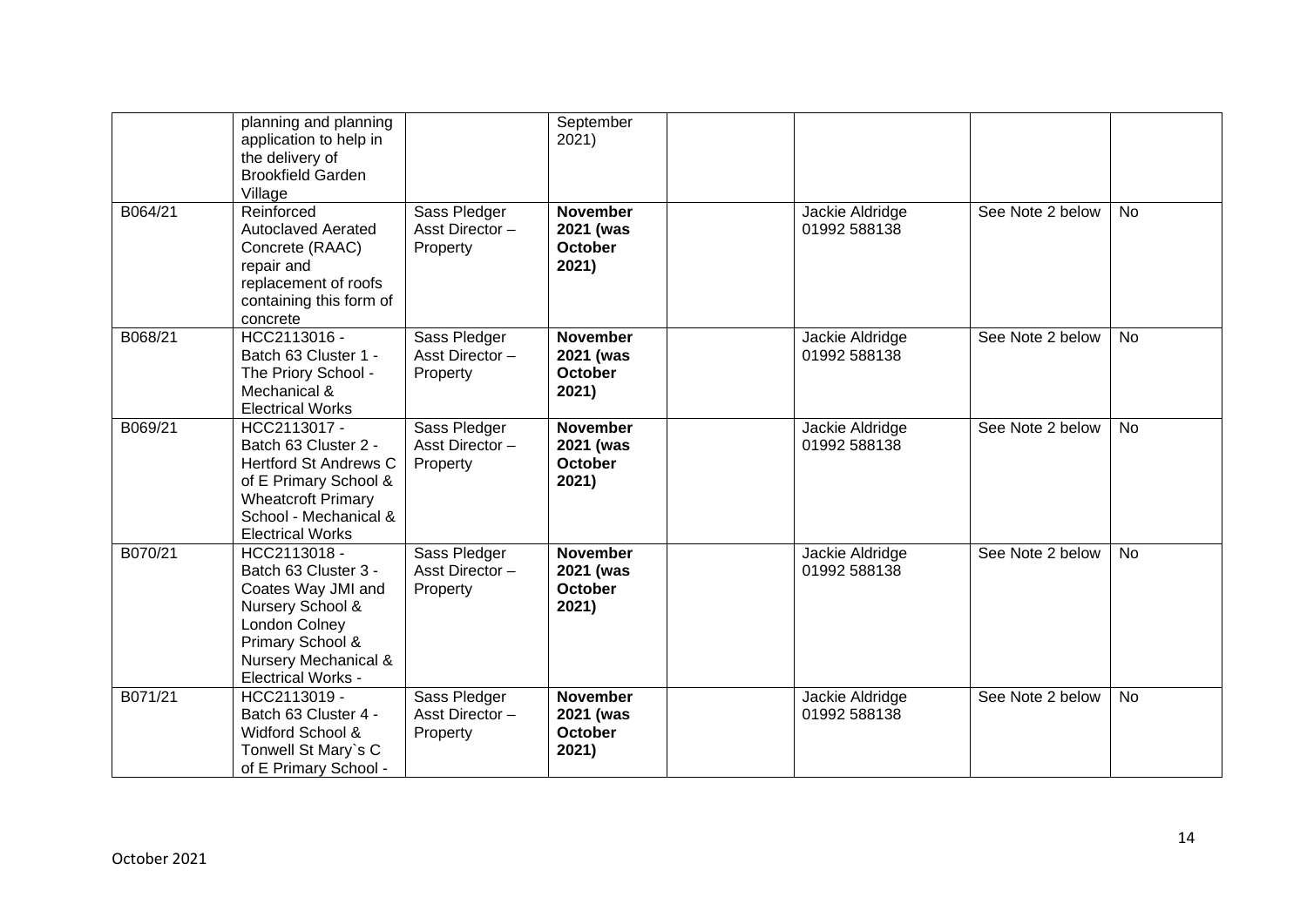| | | | | | | | |
|---|---|---|---|---|---|---|---|
| | planning and planning application to help in the delivery of Brookfield Garden Village | | September 2021) | | | | |
| B064/21 | Reinforced Autoclaved Aerated Concrete (RAAC) repair and replacement of roofs containing this form of concrete | Sass Pledger Asst Director – Property | **November 2021 (was October 2021)** | | Jackie Aldridge 01992 588138 | See Note 2 below | No |
| B068/21 | HCC2113016 - Batch 63 Cluster 1 - The Priory School - Mechanical & Electrical Works | Sass Pledger Asst Director – Property | **November 2021 (was October 2021)** | | Jackie Aldridge 01992 588138 | See Note 2 below | No |
| B069/21 | HCC2113017 - Batch 63 Cluster 2 - Hertford St Andrews C of E Primary School & Wheatcroft Primary School - Mechanical & Electrical Works | Sass Pledger Asst Director – Property | **November 2021 (was October 2021)** | | Jackie Aldridge 01992 588138 | See Note 2 below | No |
| B070/21 | HCC2113018 - Batch 63 Cluster 3 - Coates Way JMI and Nursery School & London Colney Primary School & Nursery Mechanical & Electrical Works - | Sass Pledger Asst Director – Property | **November 2021 (was October 2021)** | | Jackie Aldridge 01992 588138 | See Note 2 below | No |
| B071/21 | HCC2113019 - Batch 63 Cluster 4 - Widford School & Tonwell St Mary`s C of E Primary School - | Sass Pledger Asst Director – Property | **November 2021 (was October 2021)** | | Jackie Aldridge 01992 588138 | See Note 2 below | No |

October 2021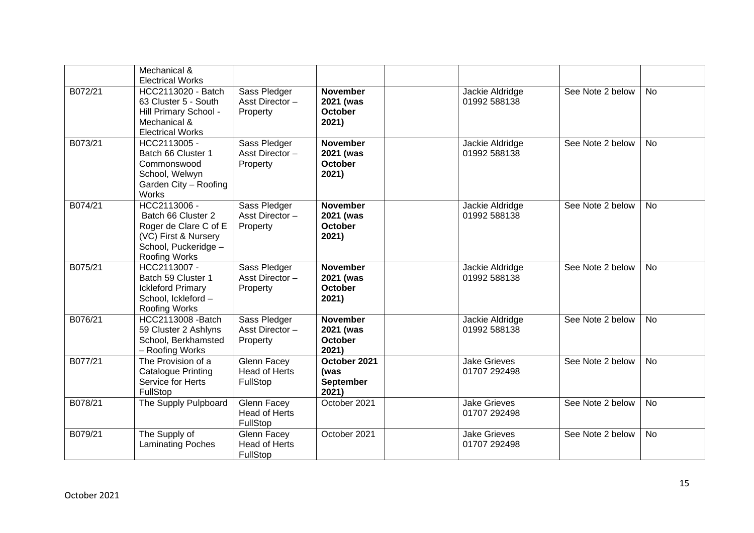| | | | | | | | |
|---|---|---|---|---|---|---|---|
| | Mechanical & Electrical Works | | | | | | |
| B072/21 | HCC2113020 - Batch 63 Cluster 5 - South Hill Primary School - Mechanical & Electrical Works | Sass Pledger Asst Director – Property | **November 2021 (was October 2021)** | | Jackie Aldridge 01992 588138 | See Note 2 below | No |
| B073/21 | HCC2113005 - Batch 66 Cluster 1 Commonswood School, Welwyn Garden City – Roofing Works | Sass Pledger Asst Director – Property | **November 2021 (was October 2021)** | | Jackie Aldridge 01992 588138 | See Note 2 below | No |
| B074/21 | HCC2113006 - Batch 66 Cluster 2 Roger de Clare C of E (VC) First & Nursery School, Puckeridge – Roofing Works | Sass Pledger Asst Director – Property | **November 2021 (was October 2021)** | | Jackie Aldridge 01992 588138 | See Note 2 below | No |
| B075/21 | HCC2113007 - Batch 59 Cluster 1 Ickleford Primary School, Ickleford – Roofing Works | Sass Pledger Asst Director – Property | **November 2021 (was October 2021)** | | Jackie Aldridge 01992 588138 | See Note 2 below | No |
| B076/21 | HCC2113008 -Batch 59 Cluster 2 Ashlyns School, Berkhamsted – Roofing Works | Sass Pledger Asst Director – Property | **November 2021 (was October 2021)** | | Jackie Aldridge 01992 588138 | See Note 2 below | No |
| B077/21 | The Provision of a Catalogue Printing Service for Herts FullStop | Glenn Facey Head of Herts FullStop | **October 2021 (was September 2021)** | | Jake Grieves 01707 292498 | See Note 2 below | No |
| B078/21 | The Supply Pulpboard | Glenn Facey Head of Herts FullStop | October 2021 | | Jake Grieves 01707 292498 | See Note 2 below | No |
| B079/21 | The Supply of Laminating Poches | Glenn Facey Head of Herts FullStop | October 2021 | | Jake Grieves 01707 292498 | See Note 2 below | No |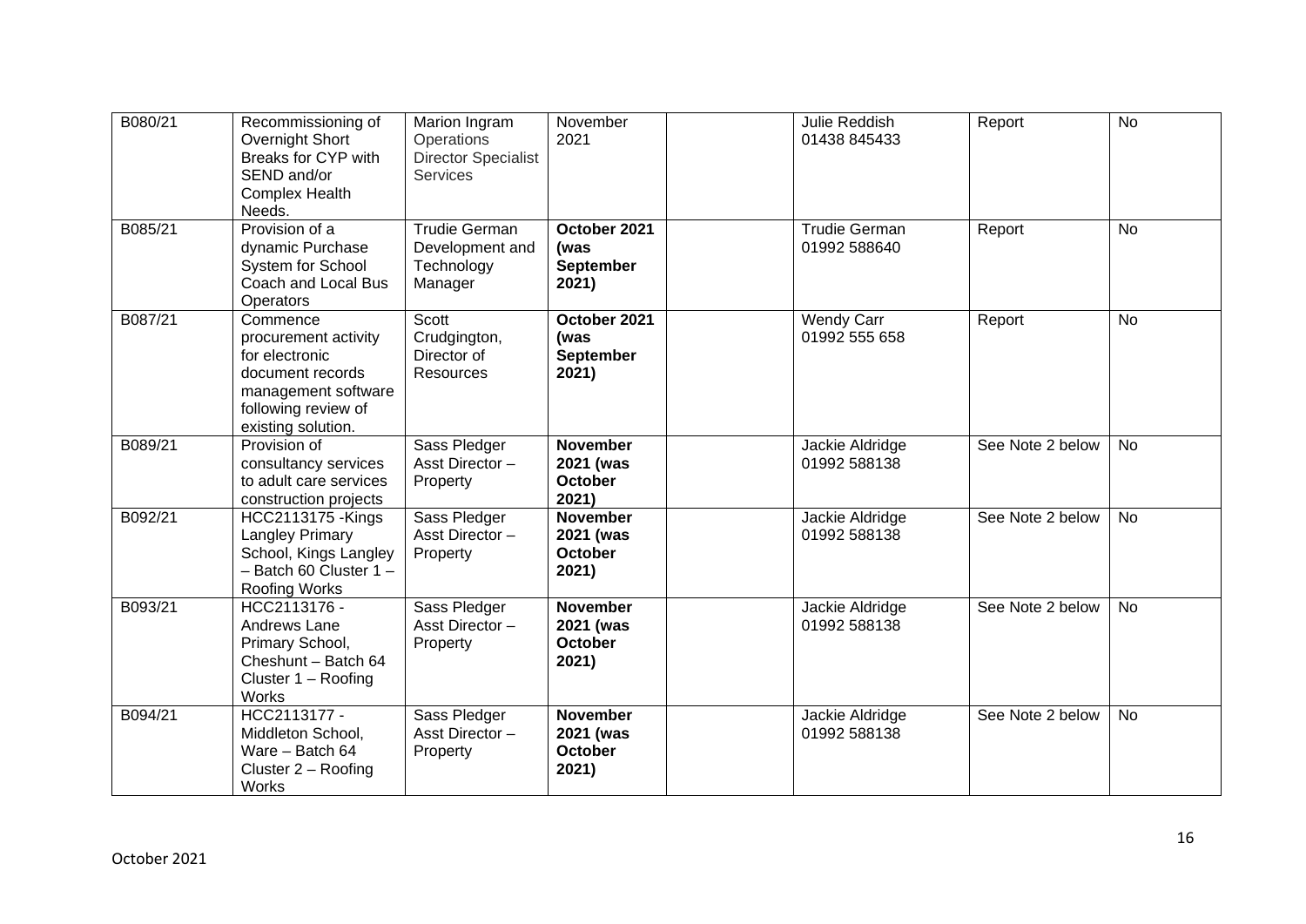| B080/21 | Recommissioning of Overnight Short Breaks for CYP with SEND and/or Complex Health Needs. | Marion Ingram Operations Director Specialist Services | November 2021 | | Julie Reddish 01438 845433 | Report | No |
|---|---|---|---|---|---|---|---|
| B085/21 | Provision of a dynamic Purchase System for School Coach and Local Bus Operators | Trudie German Development and Technology Manager | **October 2021 (was September 2021)** | | Trudie German 01992 588640 | Report | No |
| B087/21 | Commence procurement activity for electronic document records management software following review of existing solution. | Scott Crudgington, Director of Resources | **October 2021 (was September 2021)** | | Wendy Carr 01992 555 658 | Report | No |
| B089/21 | Provision of consultancy services to adult care services construction projects | Sass Pledger Asst Director – Property | **November 2021 (was October 2021)** | | Jackie Aldridge 01992 588138 | See Note 2 below | No |
| B092/21 | HCC2113175 -Kings Langley Primary School, Kings Langley – Batch 60 Cluster 1 – Roofing Works | Sass Pledger Asst Director – Property | **November 2021 (was October 2021)** | | Jackie Aldridge 01992 588138 | See Note 2 below | No |
| B093/21 | HCC2113176 - Andrews Lane Primary School, Cheshunt – Batch 64 Cluster 1 – Roofing Works | Sass Pledger Asst Director – Property | **November 2021 (was October 2021)** | | Jackie Aldridge 01992 588138 | See Note 2 below | No |
| B094/21 | HCC2113177 - Middleton School, Ware – Batch 64 Cluster 2 – Roofing Works | Sass Pledger Asst Director – Property | **November 2021 (was October 2021)** | | Jackie Aldridge 01992 588138 | See Note 2 below | No |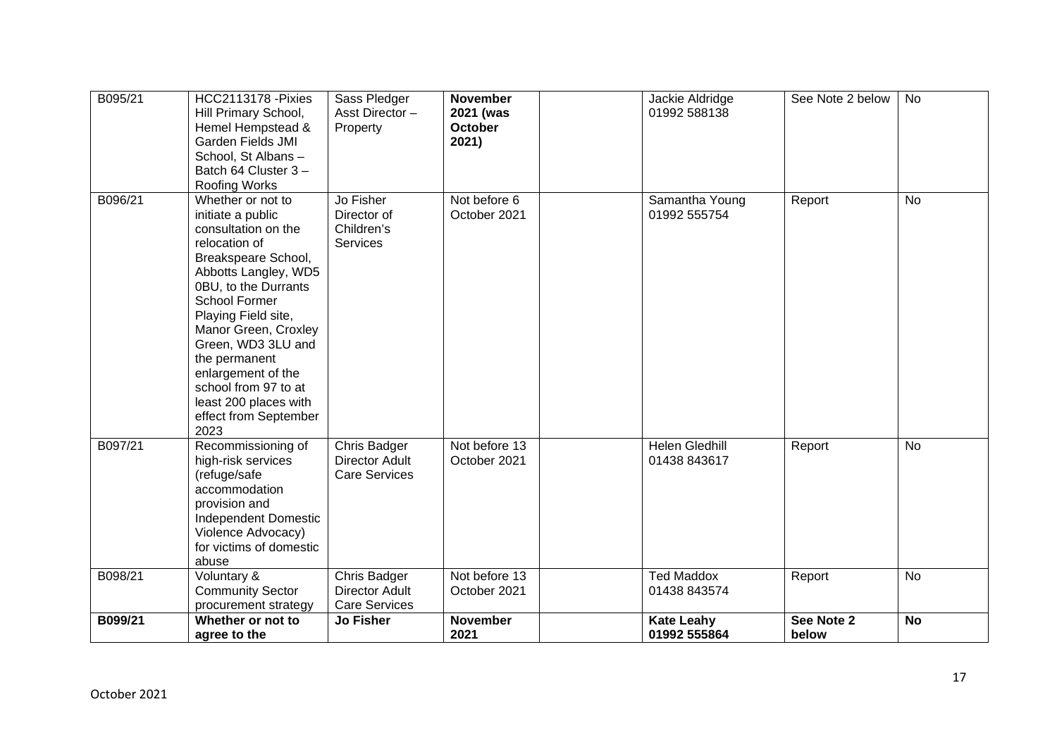| B095/21 | HCC2113178 -Pixies Hill Primary School, Hemel Hempstead & Garden Fields JMI School, St Albans – Batch 64 Cluster 3 – Roofing Works | Sass Pledger Asst Director – Property | **November 2021 (was October 2021)** | | Jackie Aldridge 01992 588138 | See Note 2 below | No |
|---|---|---|---|---|---|---|---|
| B096/21 | Whether or not to initiate a public consultation on the relocation of Breakspeare School, Abbotts Langley, WD5 0BU, to the Durrants School Former Playing Field site, Manor Green, Croxley Green, WD3 3LU and the permanent enlargement of the school from 97 to at least 200 places with effect from September 2023 | Jo Fisher Director of Children's Services | Not before 6 October 2021 | | Samantha Young 01992 555754 | Report | No |
| B097/21 | Recommissioning of high-risk services (refuge/safe accommodation provision and Independent Domestic Violence Advocacy) for victims of domestic abuse | Chris Badger Director Adult Care Services | Not before 13 October 2021 | | Helen Gledhill 01438 843617 | Report | No |
| B098/21 | Voluntary & Community Sector procurement strategy | Chris Badger Director Adult Care Services | Not before 13 October 2021 | | Ted Maddox 01438 843574 | Report | No |
| **B099/21** | **Whether or not to agree to the** | **Jo Fisher** | **November 2021** | | **Kate Leahy 01992 555864** | **See Note 2 below** | **No** |

October 2021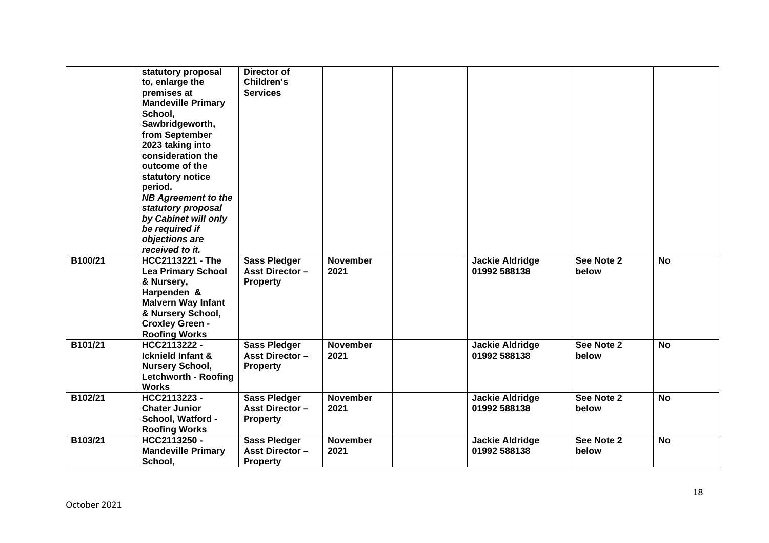| | | | | | | | |
|---|---|---|---|---|---|---|---|
| | **statutory proposal to, enlarge the premises at Mandeville Primary School, Sawbridgeworth, from September 2023 taking into consideration the outcome of the statutory notice period.** ***NB Agreement to the statutory proposal by Cabinet will only be required if objections are received to it.*** | **Director of Children's Services** | | | | | |
| **B100/21** | **HCC2113221 - The Lea Primary School & Nursery, Harpenden & Malvern Way Infant & Nursery School, Croxley Green - Roofing Works** | **Sass Pledger Asst Director – Property** | **November 2021** | | **Jackie Aldridge 01992 588138** | **See Note 2 below** | **No** |
| **B101/21** | **HCC2113222 - Icknield Infant & Nursery School, Letchworth - Roofing Works** | **Sass Pledger Asst Director – Property** | **November 2021** | | **Jackie Aldridge 01992 588138** | **See Note 2 below** | **No** |
| **B102/21** | **HCC2113223 - Chater Junior School, Watford - Roofing Works** | **Sass Pledger Asst Director – Property** | **November 2021** | | **Jackie Aldridge 01992 588138** | **See Note 2 below** | **No** |
| **B103/21** | **HCC2113250 - Mandeville Primary School,** | **Sass Pledger Asst Director – Property** | **November 2021** | | **Jackie Aldridge 01992 588138** | **See Note 2 below** | **No** |

October 2021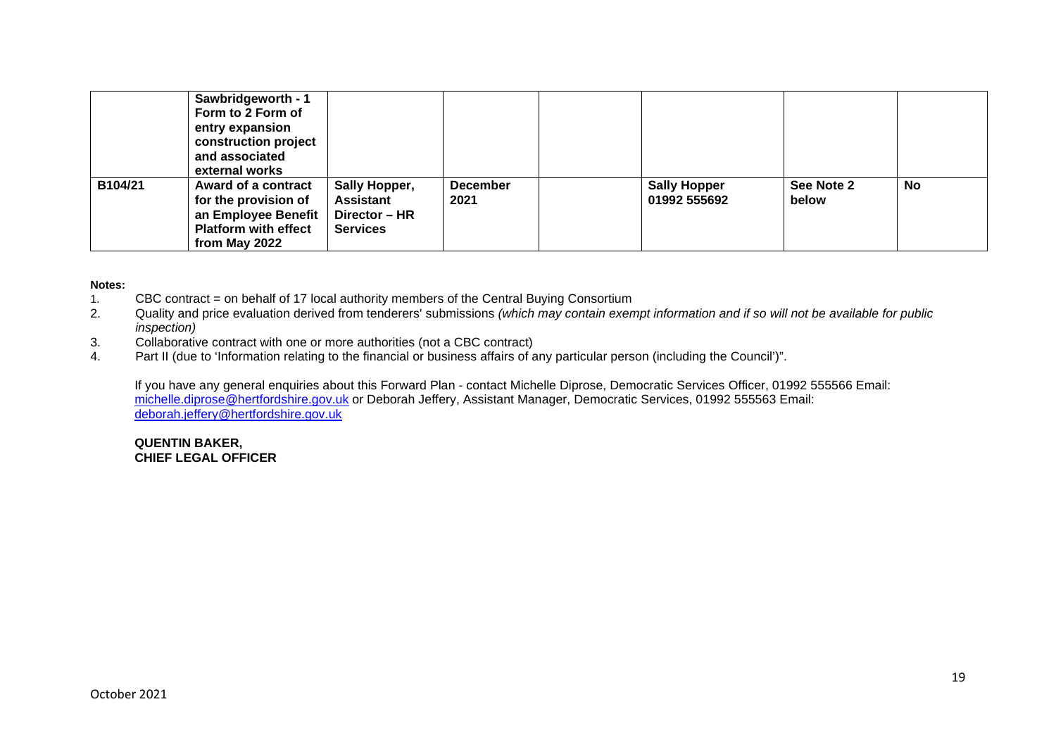| | | | | | | | |
|---|---|---|---|---|---|---|---|
| | **Sawbridgeworth - 1 Form to 2 Form of entry expansion construction project and associated external works** | | | | | | |
| **B104/21** | **Award of a contract for the provision of an Employee Benefit Platform with effect from May 2022** | **Sally Hopper, Assistant Director – HR Services** | **December 2021** | | **Sally Hopper 01992 555692** | **See Note 2 below** | **No** |

**Notes:**

1. CBC contract = on behalf of 17 local authority members of the Central Buying Consortium
2. Quality and price evaluation derived from tenderers' submissions *(which may contain exempt information and if so will not be available for public inspection)*
3. Collaborative contract with one or more authorities (not a CBC contract)
4. Part II (due to 'Information relating to the financial or business affairs of any particular person (including the Council')".

If you have any general enquiries about this Forward Plan - contact Michelle Diprose, Democratic Services Officer, 01992 555566 Email: michelle.diprose@hertfordshire.gov.uk or Deborah Jeffery, Assistant Manager, Democratic Services, 01992 555563 Email: deborah.jeffery@hertfordshire.gov.uk

**QUENTIN BAKER,**
**CHIEF LEGAL OFFICER**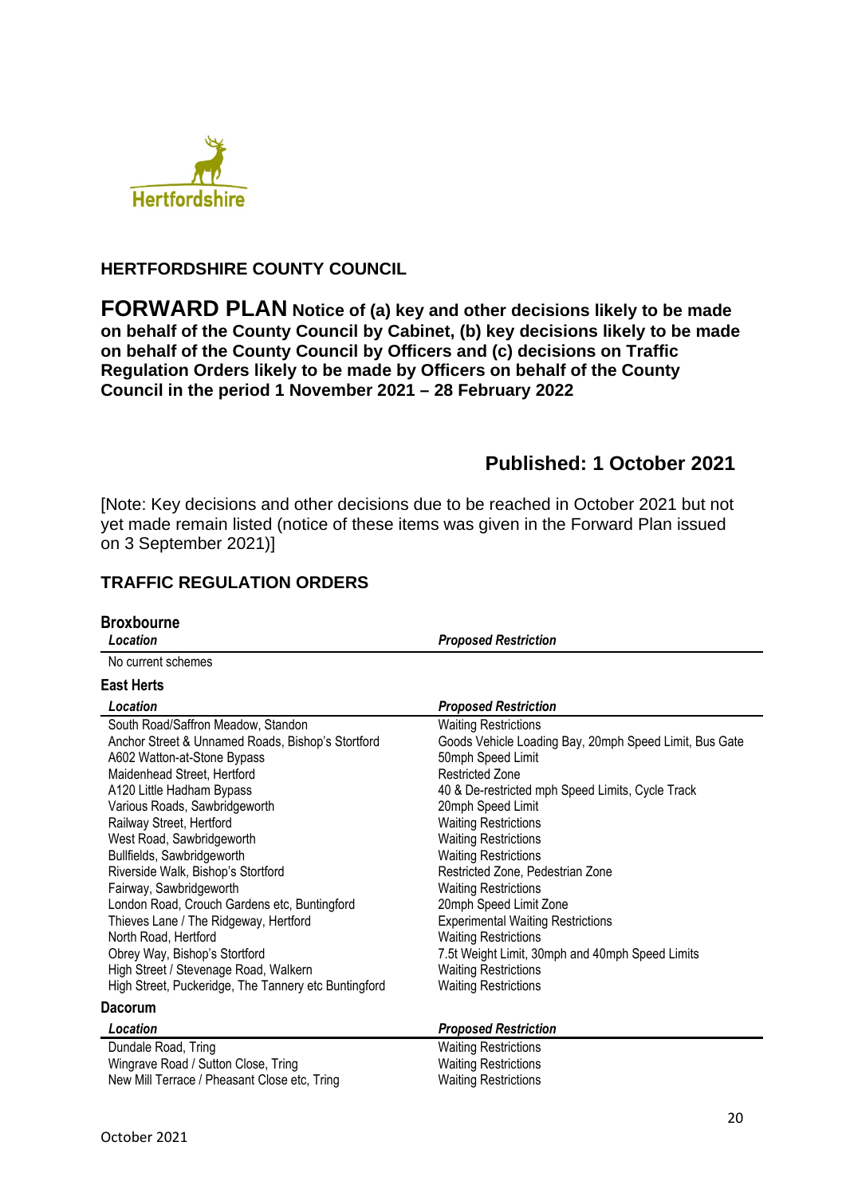Hertfordshire

**HERTFORDSHIRE COUNTY COUNCIL**

# FORWARD PLAN Notice of (a) key and other decisions likely to be made on behalf of the County Council by Cabinet, (b) key decisions likely to be made on behalf of the County Council by Officers and (c) decisions on Traffic Regulation Orders likely to be made by Officers on behalf of the County Council in the period 1 November 2021 – 28 February 2022

## Published: 1 October 2021

[Note: Key decisions and other decisions due to be reached in October 2021 but not yet made remain listed (notice of these items was given in the Forward Plan issued on 3 September 2021)]

## TRAFFIC REGULATION ORDERS

### Broxbourne

| *Location* | *Proposed Restriction* |
|---|---|
| No current schemes | |

### East Herts

| *Location* | *Proposed Restriction* |
|---|---|
| South Road/Saffron Meadow, Standon | Waiting Restrictions |
| Anchor Street & Unnamed Roads, Bishop's Stortford | Goods Vehicle Loading Bay, 20mph Speed Limit, Bus Gate |
| A602 Watton-at-Stone Bypass | 50mph Speed Limit |
| Maidenhead Street, Hertford | Restricted Zone |
| A120 Little Hadham Bypass | 40 & De-restricted mph Speed Limits, Cycle Track |
| Various Roads, Sawbridgeworth | 20mph Speed Limit |
| Railway Street, Hertford | Waiting Restrictions |
| West Road, Sawbridgeworth | Waiting Restrictions |
| Bullfields, Sawbridgeworth | Waiting Restrictions |
| Riverside Walk, Bishop's Stortford | Restricted Zone, Pedestrian Zone |
| Fairway, Sawbridgeworth | Waiting Restrictions |
| London Road, Crouch Gardens etc, Buntingford | 20mph Speed Limit Zone |
| Thieves Lane / The Ridgeway, Hertford | Experimental Waiting Restrictions |
| North Road, Hertford | Waiting Restrictions |
| Obrey Way, Bishop's Stortford | 7.5t Weight Limit, 30mph and 40mph Speed Limits |
| High Street / Stevenage Road, Walkern | Waiting Restrictions |
| High Street, Puckeridge, The Tannery etc Buntingford | Waiting Restrictions |

### Dacorum

| *Location* | *Proposed Restriction* |
|---|---|
| Dundale Road, Tring | Waiting Restrictions |
| Wingrave Road / Sutton Close, Tring | Waiting Restrictions |
| New Mill Terrace / Pheasant Close etc, Tring | Waiting Restrictions |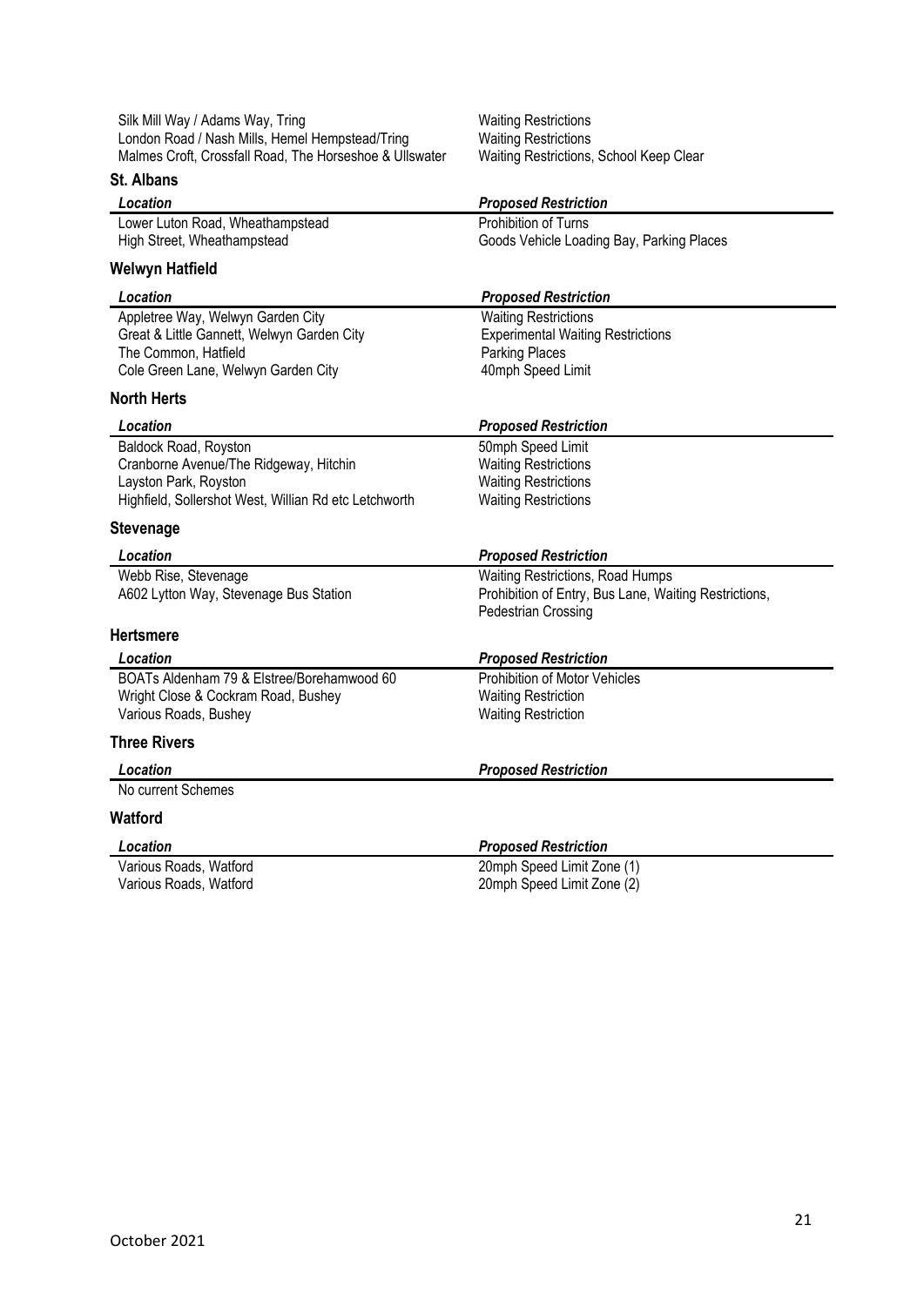| | |
|---|---|
| Silk Mill Way / Adams Way, Tring | Waiting Restrictions |
| London Road / Nash Mills, Hemel Hempstead/Tring | Waiting Restrictions |
| Malmes Croft, Crossfall Road, The Horseshoe & Ullswater | Waiting Restrictions, School Keep Clear |

### St. Albans

| *Location* | *Proposed Restriction* |
|---|---|
| Lower Luton Road, Wheathampstead | Prohibition of Turns |
| High Street, Wheathampstead | Goods Vehicle Loading Bay, Parking Places |

### Welwyn Hatfield

| *Location* | *Proposed Restriction* |
|---|---|
| Appletree Way, Welwyn Garden City | Waiting Restrictions |
| Great & Little Gannett, Welwyn Garden City | Experimental Waiting Restrictions |
| The Common, Hatfield | Parking Places |
| Cole Green Lane, Welwyn Garden City | 40mph Speed Limit |

### North Herts

| *Location* | *Proposed Restriction* |
|---|---|
| Baldock Road, Royston | 50mph Speed Limit |
| Cranborne Avenue/The Ridgeway, Hitchin | Waiting Restrictions |
| Layston Park, Royston | Waiting Restrictions |
| Highfield, Sollershot West, Willian Rd etc Letchworth | Waiting Restrictions |

### Stevenage

| *Location* | *Proposed Restriction* |
|---|---|
| Webb Rise, Stevenage | Waiting Restrictions, Road Humps |
| A602 Lytton Way, Stevenage Bus Station | Prohibition of Entry, Bus Lane, Waiting Restrictions, Pedestrian Crossing |

### Hertsmere

| *Location* | *Proposed Restriction* |
|---|---|
| BOATs Aldenham 79 & Elstree/Borehamwood 60 | Prohibition of Motor Vehicles |
| Wright Close & Cockram Road, Bushey | Waiting Restriction |
| Various Roads, Bushey | Waiting Restriction |

### Three Rivers

| *Location* | *Proposed Restriction* |
|---|---|
| No current Schemes | |

### Watford

| *Location* | *Proposed Restriction* |
|---|---|
| Various Roads, Watford | 20mph Speed Limit Zone (1) |
| Various Roads, Watford | 20mph Speed Limit Zone (2) |

October 2021